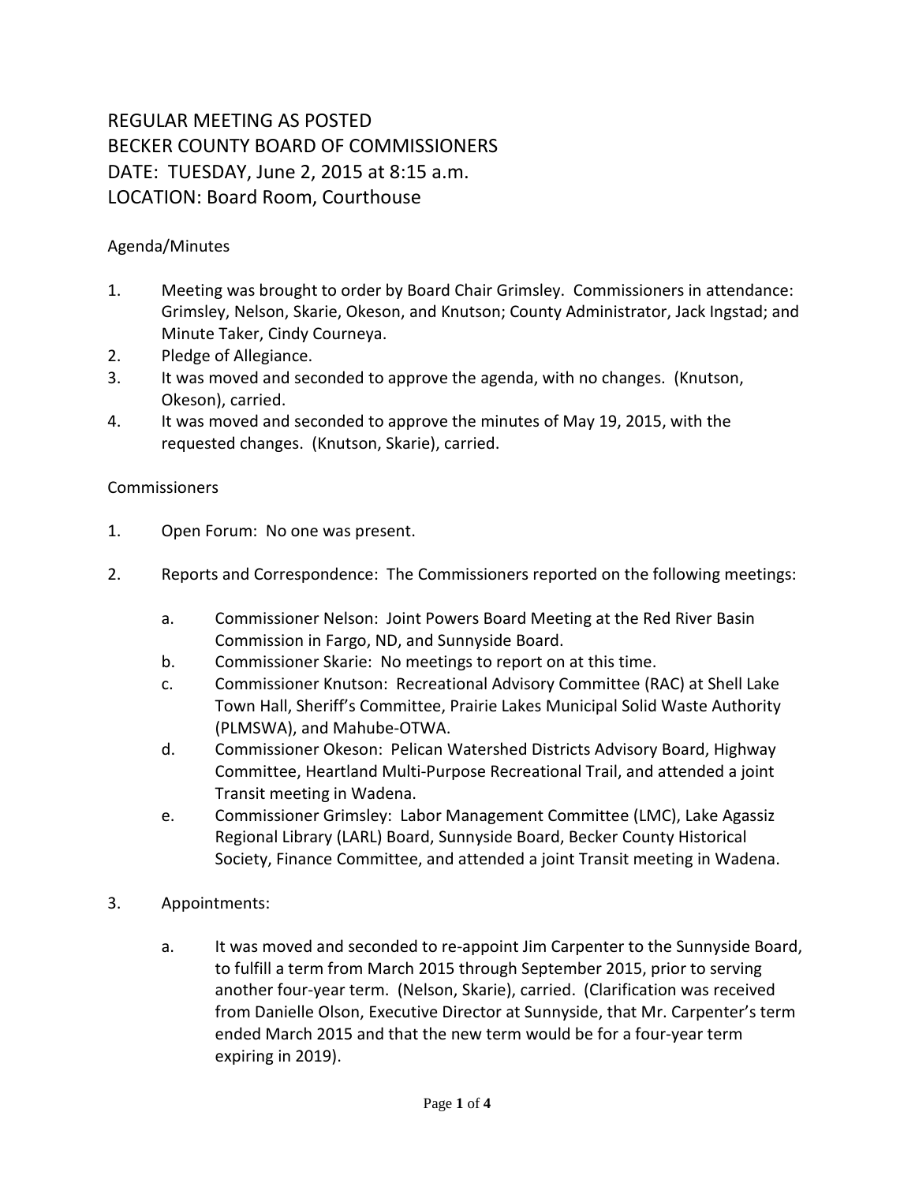# REGULAR MEETING AS POSTED
# BECKER COUNTY BOARD OF COMMISSIONERS
# DATE: TUESDAY, June 2, 2015 at 8:15 a.m.
# LOCATION: Board Room, Courthouse

## Agenda/Minutes

1. Meeting was brought to order by Board Chair Grimsley. Commissioners in attendance: Grimsley, Nelson, Skarie, Okeson, and Knutson; County Administrator, Jack Ingstad; and Minute Taker, Cindy Courneya.
2. Pledge of Allegiance.
3. It was moved and seconded to approve the agenda, with no changes. (Knutson, Okeson), carried.
4. It was moved and seconded to approve the minutes of May 19, 2015, with the requested changes. (Knutson, Skarie), carried.

## Commissioners

1. Open Forum: No one was present.

2. Reports and Correspondence: The Commissioners reported on the following meetings:

   a. Commissioner Nelson: Joint Powers Board Meeting at the Red River Basin Commission in Fargo, ND, and Sunnyside Board.
   
   b. Commissioner Skarie: No meetings to report on at this time.
   
   c. Commissioner Knutson: Recreational Advisory Committee (RAC) at Shell Lake Town Hall, Sheriff's Committee, Prairie Lakes Municipal Solid Waste Authority (PLMSWA), and Mahube-OTWA.
   
   d. Commissioner Okeson: Pelican Watershed Districts Advisory Board, Highway Committee, Heartland Multi-Purpose Recreational Trail, and attended a joint Transit meeting in Wadena.
   
   e. Commissioner Grimsley: Labor Management Committee (LMC), Lake Agassiz Regional Library (LARL) Board, Sunnyside Board, Becker County Historical Society, Finance Committee, and attended a joint Transit meeting in Wadena.

3. Appointments:

   a. It was moved and seconded to re-appoint Jim Carpenter to the Sunnyside Board, to fulfill a term from March 2015 through September 2015, prior to serving another four-year term. (Nelson, Skarie), carried. (Clarification was received from Danielle Olson, Executive Director at Sunnyside, that Mr. Carpenter's term ended March 2015 and that the new term would be for a four-year term expiring in 2019).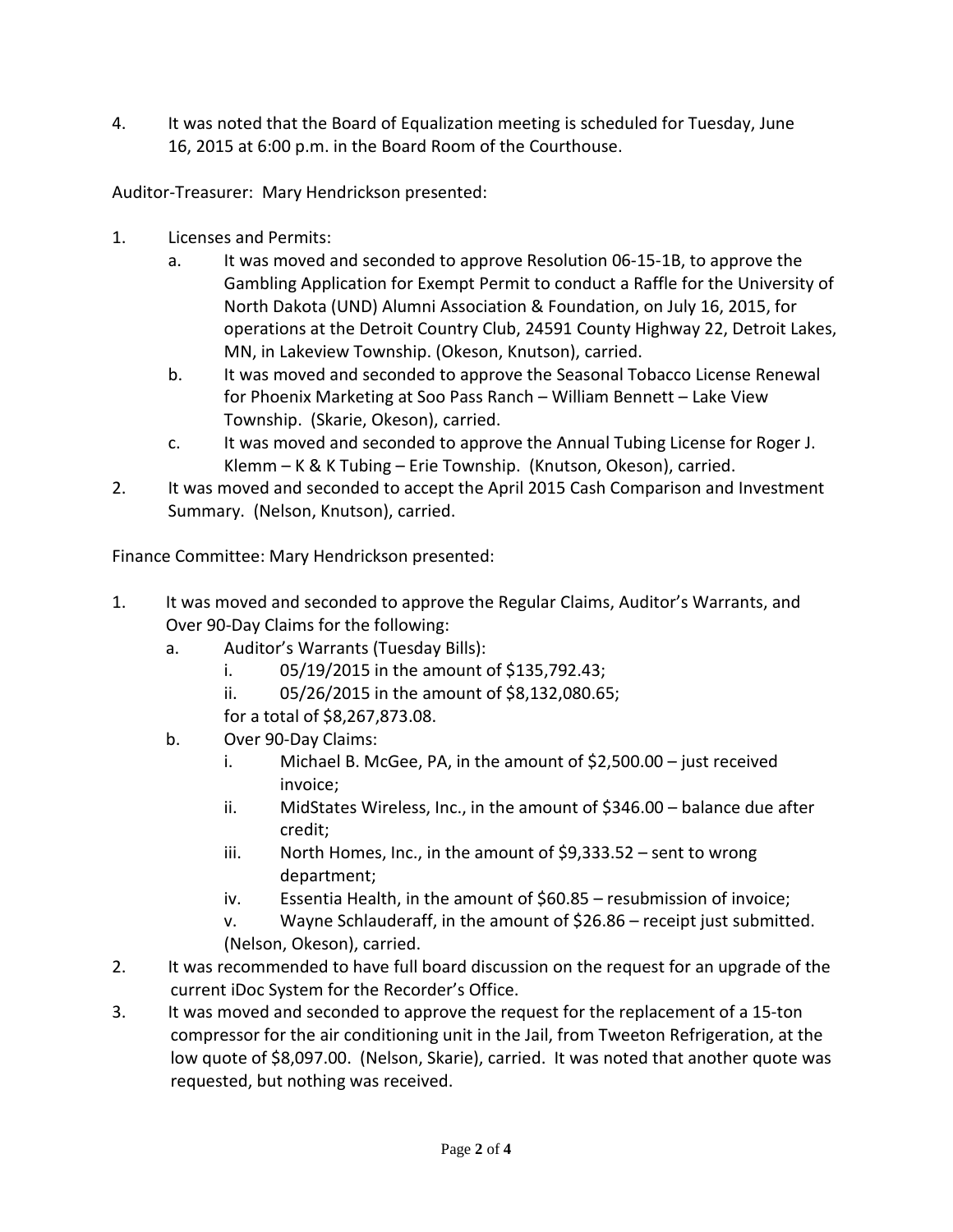4. It was noted that the Board of Equalization meeting is scheduled for Tuesday, June 16, 2015 at 6:00 p.m. in the Board Room of the Courthouse.

Auditor-Treasurer: Mary Hendrickson presented:

1. Licenses and Permits:
   a. It was moved and seconded to approve Resolution 06-15-1B, to approve the Gambling Application for Exempt Permit to conduct a Raffle for the University of North Dakota (UND) Alumni Association & Foundation, on July 16, 2015, for operations at the Detroit Country Club, 24591 County Highway 22, Detroit Lakes, MN, in Lakeview Township. (Okeson, Knutson), carried.
   b. It was moved and seconded to approve the Seasonal Tobacco License Renewal for Phoenix Marketing at Soo Pass Ranch – William Bennett – Lake View Township. (Skarie, Okeson), carried.
   c. It was moved and seconded to approve the Annual Tubing License for Roger J. Klemm – K & K Tubing – Erie Township. (Knutson, Okeson), carried.
2. It was moved and seconded to accept the April 2015 Cash Comparison and Investment Summary. (Nelson, Knutson), carried.

Finance Committee: Mary Hendrickson presented:

1. It was moved and seconded to approve the Regular Claims, Auditor's Warrants, and Over 90-Day Claims for the following:
   a. Auditor's Warrants (Tuesday Bills):
      i. 05/19/2015 in the amount of $135,792.43;
      ii. 05/26/2015 in the amount of $8,132,080.65;

      for a total of $8,267,873.08.
   b. Over 90-Day Claims:
      i. Michael B. McGee, PA, in the amount of $2,500.00 – just received invoice;
      ii. MidStates Wireless, Inc., in the amount of $346.00 – balance due after credit;
      iii. North Homes, Inc., in the amount of $9,333.52 – sent to wrong department;
      iv. Essentia Health, in the amount of $60.85 – resubmission of invoice;
      v. Wayne Schlauderaff, in the amount of $26.86 – receipt just submitted.

      (Nelson, Okeson), carried.
2. It was recommended to have full board discussion on the request for an upgrade of the current iDoc System for the Recorder's Office.
3. It was moved and seconded to approve the request for the replacement of a 15-ton compressor for the air conditioning unit in the Jail, from Tweeton Refrigeration, at the low quote of $8,097.00. (Nelson, Skarie), carried. It was noted that another quote was requested, but nothing was received.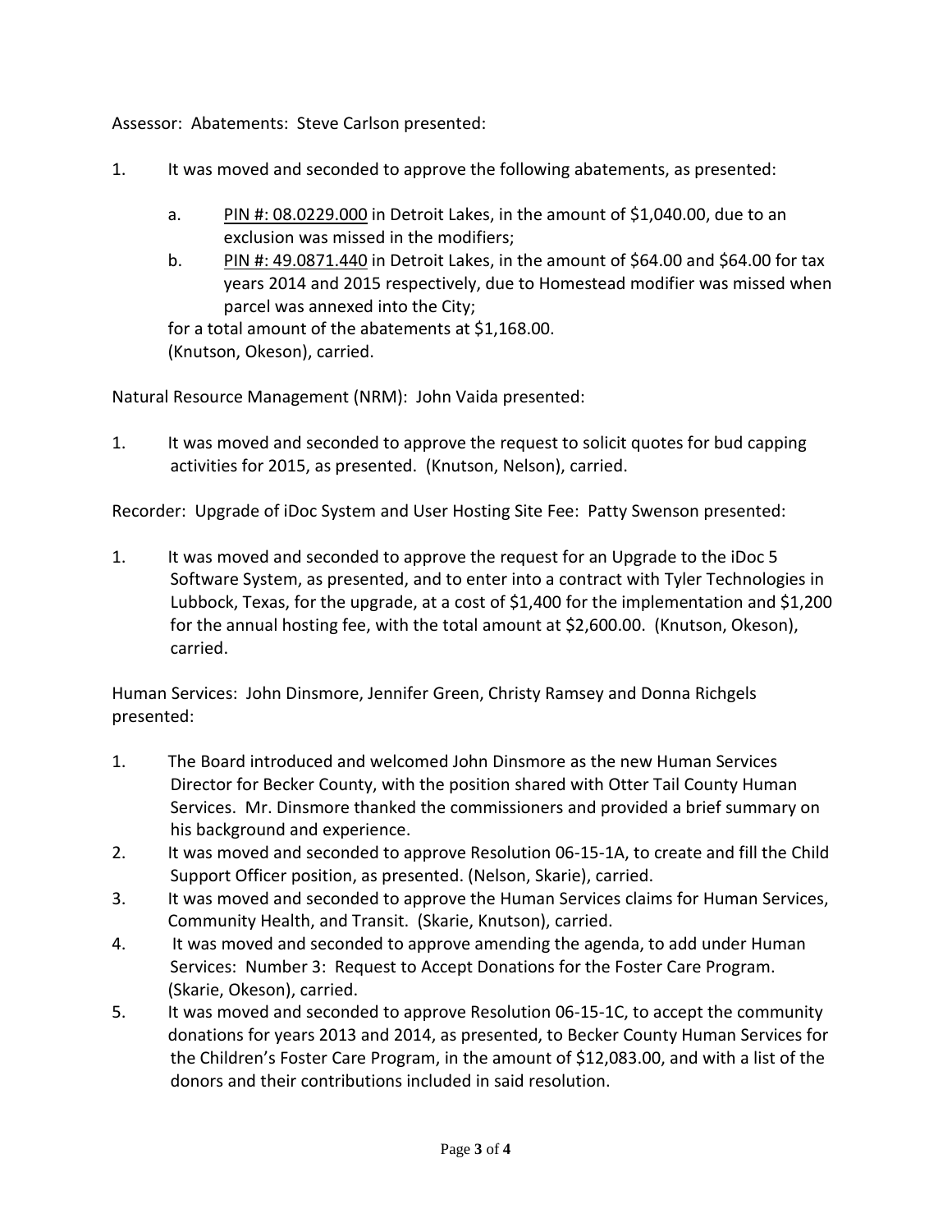Assessor: Abatements: Steve Carlson presented:

1. It was moved and seconded to approve the following abatements, as presented:

   a. PIN #: 08.0229.000 in Detroit Lakes, in the amount of $1,040.00, due to an exclusion was missed in the modifiers;

   b. PIN #: 49.0871.440 in Detroit Lakes, in the amount of $64.00 and $64.00 for tax years 2014 and 2015 respectively, due to Homestead modifier was missed when parcel was annexed into the City;

   for a total amount of the abatements at $1,168.00.
   (Knutson, Okeson), carried.

Natural Resource Management (NRM): John Vaida presented:

1. It was moved and seconded to approve the request to solicit quotes for bud capping activities for 2015, as presented. (Knutson, Nelson), carried.

Recorder: Upgrade of iDoc System and User Hosting Site Fee: Patty Swenson presented:

1. It was moved and seconded to approve the request for an Upgrade to the iDoc 5 Software System, as presented, and to enter into a contract with Tyler Technologies in Lubbock, Texas, for the upgrade, at a cost of $1,400 for the implementation and $1,200 for the annual hosting fee, with the total amount at $2,600.00. (Knutson, Okeson), carried.

Human Services: John Dinsmore, Jennifer Green, Christy Ramsey and Donna Richgels presented:

1. The Board introduced and welcomed John Dinsmore as the new Human Services Director for Becker County, with the position shared with Otter Tail County Human Services. Mr. Dinsmore thanked the commissioners and provided a brief summary on his background and experience.
2. It was moved and seconded to approve Resolution 06-15-1A, to create and fill the Child Support Officer position, as presented. (Nelson, Skarie), carried.
3. It was moved and seconded to approve the Human Services claims for Human Services, Community Health, and Transit. (Skarie, Knutson), carried.
4. It was moved and seconded to approve amending the agenda, to add under Human Services: Number 3: Request to Accept Donations for the Foster Care Program. (Skarie, Okeson), carried.
5. It was moved and seconded to approve Resolution 06-15-1C, to accept the community donations for years 2013 and 2014, as presented, to Becker County Human Services for the Children's Foster Care Program, in the amount of $12,083.00, and with a list of the donors and their contributions included in said resolution.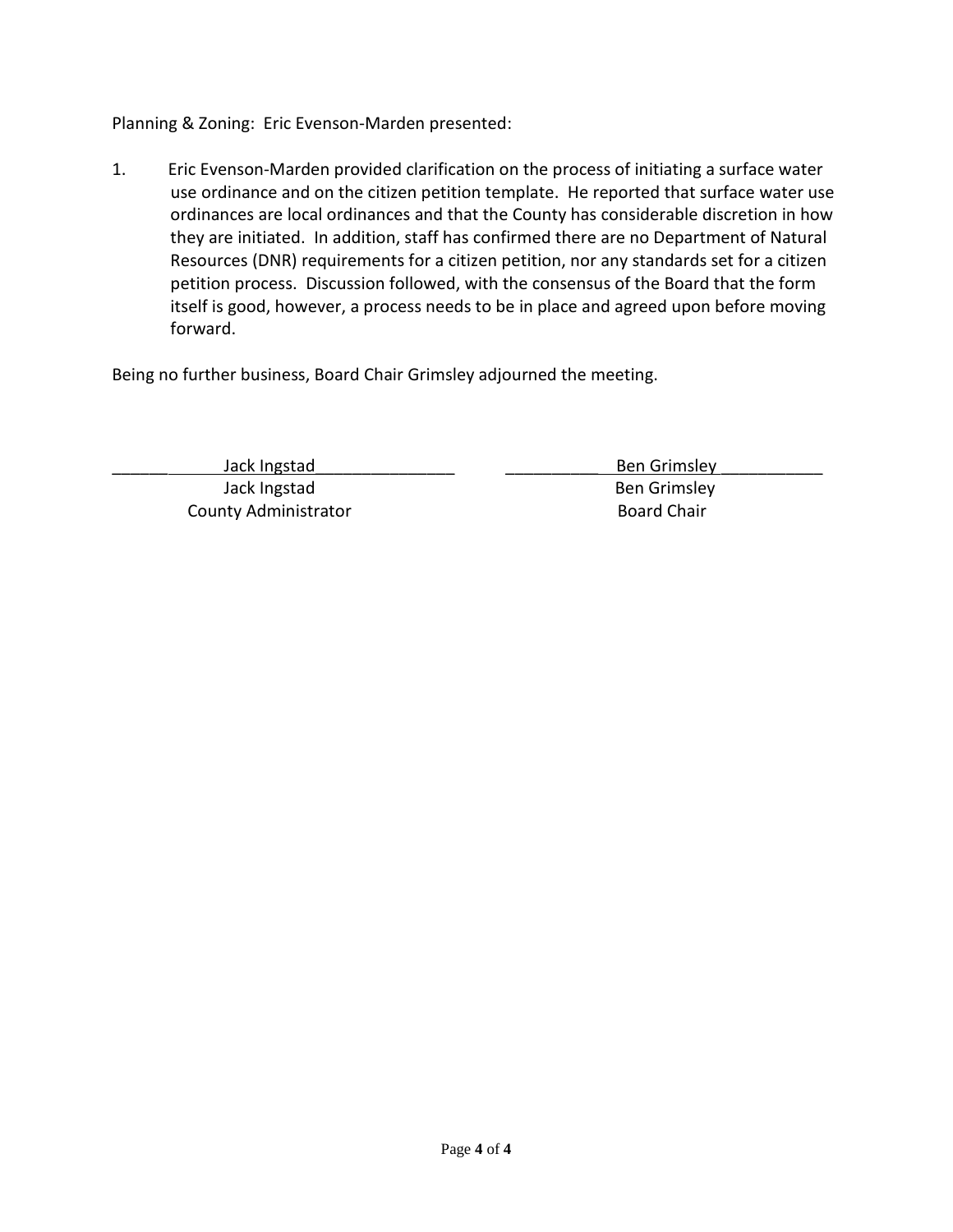Planning & Zoning: Eric Evenson-Marden presented:

1. Eric Evenson-Marden provided clarification on the process of initiating a surface water use ordinance and on the citizen petition template. He reported that surface water use ordinances are local ordinances and that the County has considerable discretion in how they are initiated. In addition, staff has confirmed there are no Department of Natural Resources (DNR) requirements for a citizen petition, nor any standards set for a citizen petition process. Discussion followed, with the consensus of the Board that the form itself is good, however, a process needs to be in place and agreed upon before moving forward.

Being no further business, Board Chair Grimsley adjourned the meeting.

| | |
|---|---|
| Jack Ingstad | Ben Grimsley |
| Jack Ingstad | Ben Grimsley |
| County Administrator | Board Chair |